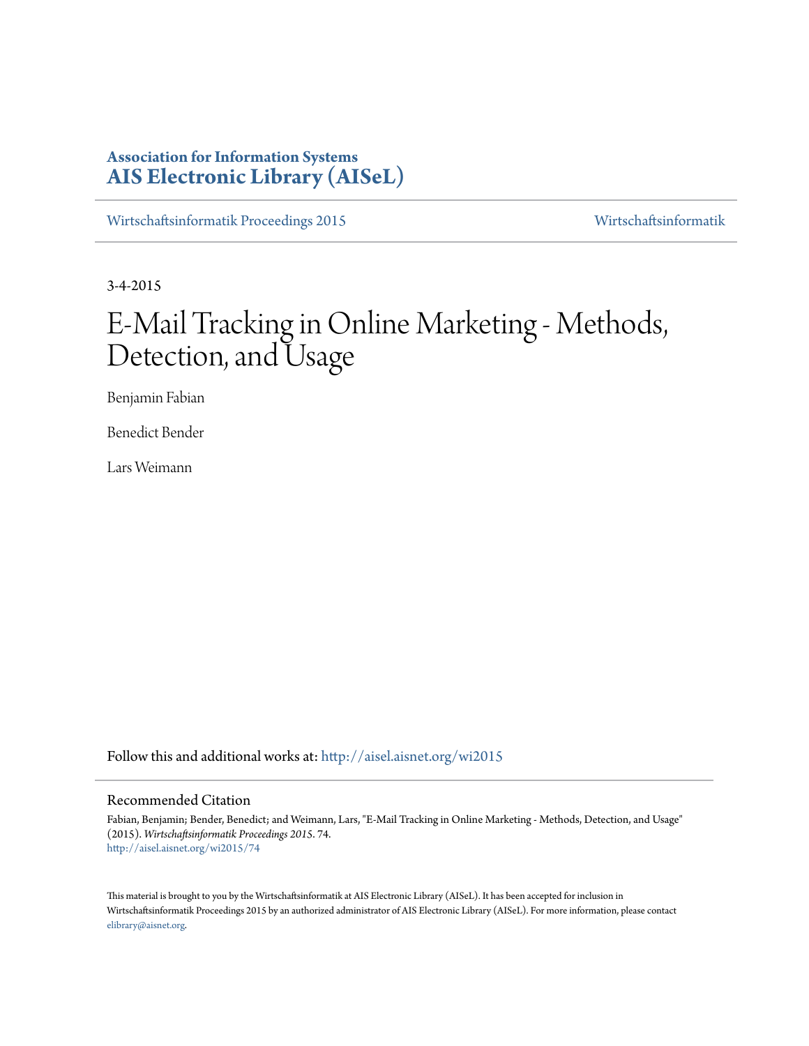**Association for Information Systems**
**AIS Electronic Library (AISeL)**

Wirtschaftsinformatik Proceedings 2015 — Wirtschaftsinformatik

3-4-2015

# E-Mail Tracking in Online Marketing - Methods, Detection, and Usage

Benjamin Fabian

Benedict Bender

Lars Weimann

Follow this and additional works at: http://aisel.aisnet.org/wi2015

## Recommended Citation

Fabian, Benjamin; Bender, Benedict; and Weimann, Lars, "E-Mail Tracking in Online Marketing - Methods, Detection, and Usage" (2015). *Wirtschaftsinformatik Proceedings 2015*. 74.
http://aisel.aisnet.org/wi2015/74

This material is brought to you by the Wirtschaftsinformatik at AIS Electronic Library (AISeL). It has been accepted for inclusion in Wirtschaftsinformatik Proceedings 2015 by an authorized administrator of AIS Electronic Library (AISeL). For more information, please contact elibrary@aisnet.org.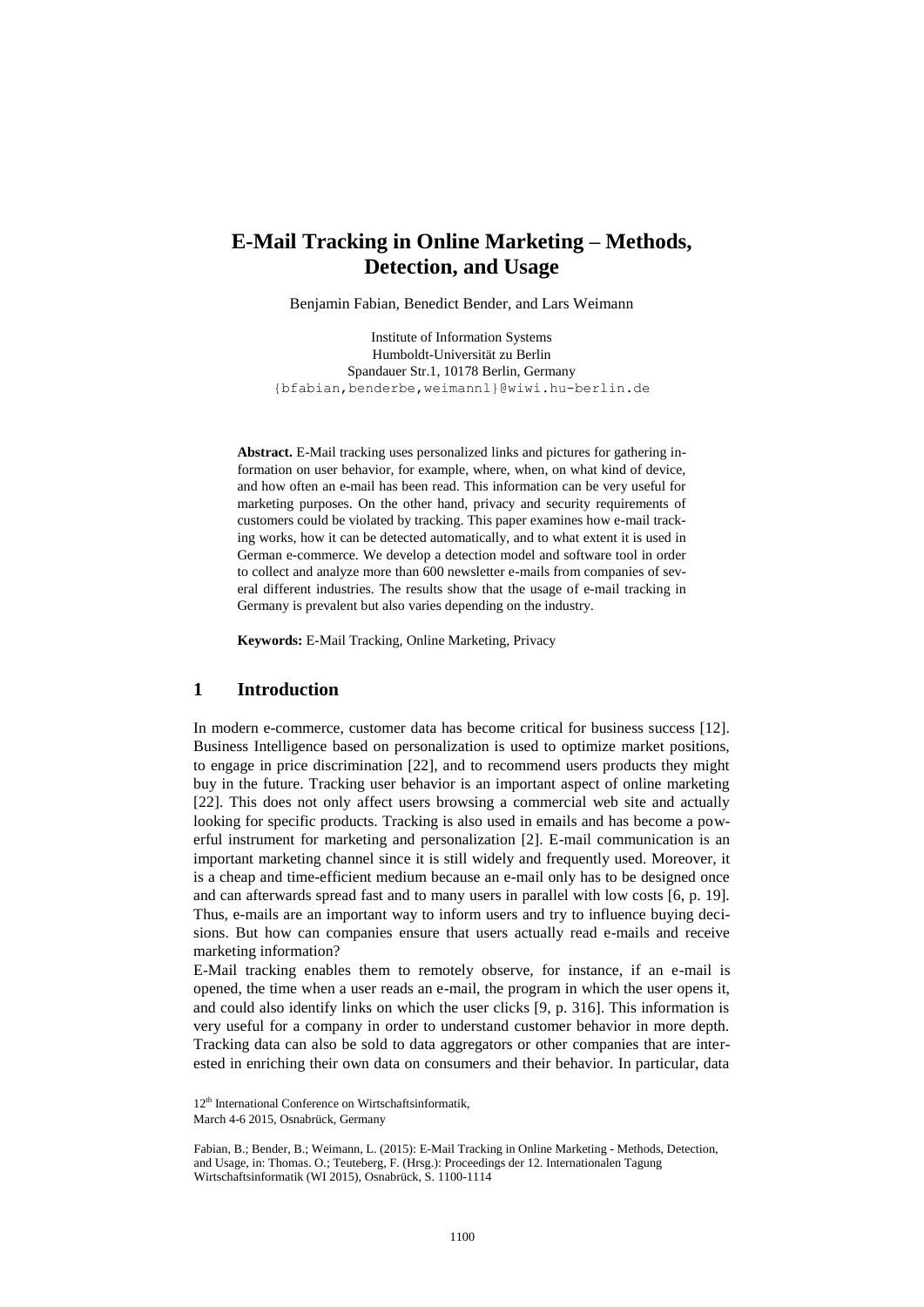# E-Mail Tracking in Online Marketing – Methods, Detection, and Usage

Benjamin Fabian, Benedict Bender, and Lars Weimann

Institute of Information Systems
Humboldt-Universität zu Berlin
Spandauer Str.1, 10178 Berlin, Germany
{bfabian,benderbe,weimannl}@wiwi.hu-berlin.de

**Abstract.** E-Mail tracking uses personalized links and pictures for gathering information on user behavior, for example, where, when, on what kind of device, and how often an e-mail has been read. This information can be very useful for marketing purposes. On the other hand, privacy and security requirements of customers could be violated by tracking. This paper examines how e-mail tracking works, how it can be detected automatically, and to what extent it is used in German e-commerce. We develop a detection model and software tool in order to collect and analyze more than 600 newsletter e-mails from companies of several different industries. The results show that the usage of e-mail tracking in Germany is prevalent but also varies depending on the industry.

**Keywords:** E-Mail Tracking, Online Marketing, Privacy

## 1 Introduction

In modern e-commerce, customer data has become critical for business success [12]. Business Intelligence based on personalization is used to optimize market positions, to engage in price discrimination [22], and to recommend users products they might buy in the future. Tracking user behavior is an important aspect of online marketing [22]. This does not only affect users browsing a commercial web site and actually looking for specific products. Tracking is also used in emails and has become a powerful instrument for marketing and personalization [2]. E-mail communication is an important marketing channel since it is still widely and frequently used. Moreover, it is a cheap and time-efficient medium because an e-mail only has to be designed once and can afterwards spread fast and to many users in parallel with low costs [6, p. 19]. Thus, e-mails are an important way to inform users and try to influence buying decisions. But how can companies ensure that users actually read e-mails and receive marketing information?

E-Mail tracking enables them to remotely observe, for instance, if an e-mail is opened, the time when a user reads an e-mail, the program in which the user opens it, and could also identify links on which the user clicks [9, p. 316]. This information is very useful for a company in order to understand customer behavior in more depth. Tracking data can also be sold to data aggregators or other companies that are interested in enriching their own data on consumers and their behavior. In particular, data

12th International Conference on Wirtschaftsinformatik,
March 4-6 2015, Osnabrück, Germany

Fabian, B.; Bender, B.; Weimann, L. (2015): E-Mail Tracking in Online Marketing - Methods, Detection, and Usage, in: Thomas. O.; Teuteberg, F. (Hrsg.): Proceedings der 12. Internationalen Tagung Wirtschaftsinformatik (WI 2015), Osnabrück, S. 1100-1114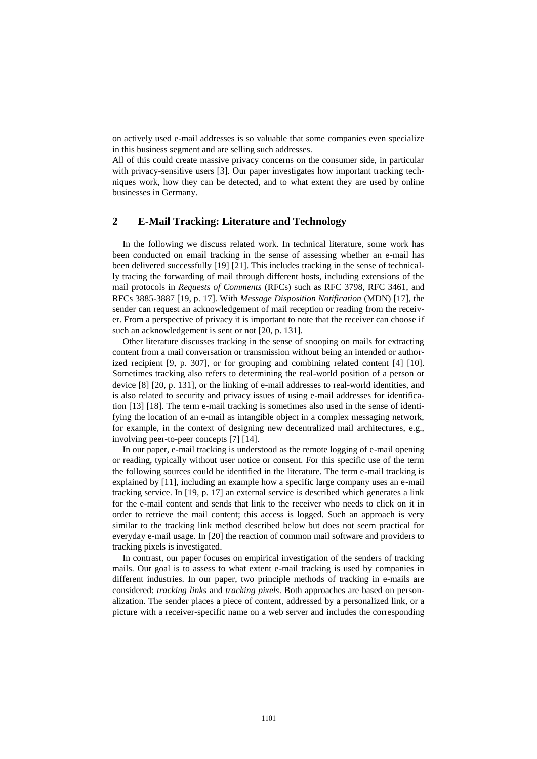on actively used e-mail addresses is so valuable that some companies even specialize in this business segment and are selling such addresses.

All of this could create massive privacy concerns on the consumer side, in particular with privacy-sensitive users [3]. Our paper investigates how important tracking techniques work, how they can be detected, and to what extent they are used by online businesses in Germany.

## 2 E-Mail Tracking: Literature and Technology

In the following we discuss related work. In technical literature, some work has been conducted on email tracking in the sense of assessing whether an e-mail has been delivered successfully [19] [21]. This includes tracking in the sense of technically tracing the forwarding of mail through different hosts, including extensions of the mail protocols in *Requests of Comments* (RFCs) such as RFC 3798, RFC 3461, and RFCs 3885-3887 [19, p. 17]. With *Message Disposition Notification* (MDN) [17], the sender can request an acknowledgement of mail reception or reading from the receiver. From a perspective of privacy it is important to note that the receiver can choose if such an acknowledgement is sent or not [20, p. 131].

Other literature discusses tracking in the sense of snooping on mails for extracting content from a mail conversation or transmission without being an intended or authorized recipient [9, p. 307], or for grouping and combining related content [4] [10]. Sometimes tracking also refers to determining the real-world position of a person or device [8] [20, p. 131], or the linking of e-mail addresses to real-world identities, and is also related to security and privacy issues of using e-mail addresses for identification [13] [18]. The term e-mail tracking is sometimes also used in the sense of identifying the location of an e-mail as intangible object in a complex messaging network, for example, in the context of designing new decentralized mail architectures, e.g., involving peer-to-peer concepts [7] [14].

In our paper, e-mail tracking is understood as the remote logging of e-mail opening or reading, typically without user notice or consent. For this specific use of the term the following sources could be identified in the literature. The term e-mail tracking is explained by [11], including an example how a specific large company uses an e-mail tracking service. In [19, p. 17] an external service is described which generates a link for the e-mail content and sends that link to the receiver who needs to click on it in order to retrieve the mail content; this access is logged. Such an approach is very similar to the tracking link method described below but does not seem practical for everyday e-mail usage. In [20] the reaction of common mail software and providers to tracking pixels is investigated.

In contrast, our paper focuses on empirical investigation of the senders of tracking mails. Our goal is to assess to what extent e-mail tracking is used by companies in different industries. In our paper, two principle methods of tracking in e-mails are considered: *tracking links* and *tracking pixels*. Both approaches are based on personalization. The sender places a piece of content, addressed by a personalized link, or a picture with a receiver-specific name on a web server and includes the corresponding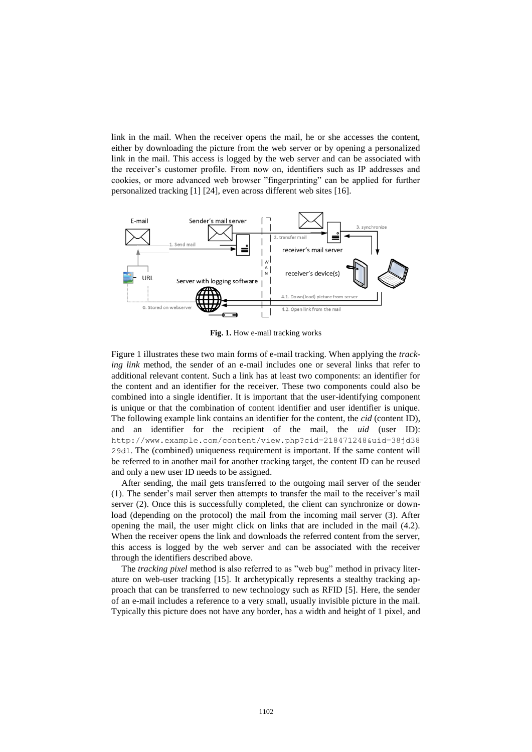link in the mail. When the receiver opens the mail, he or she accesses the content, either by downloading the picture from the web server or by opening a personalized link in the mail. This access is logged by the web server and can be associated with the receiver's customer profile. From now on, identifiers such as IP addresses and cookies, or more advanced web browser "fingerprinting" can be applied for further personalized tracking [1] [24], even across different web sites [16].

**Fig. 1.** How e-mail tracking works

Figure 1 illustrates these two main forms of e-mail tracking. When applying the *tracking link* method, the sender of an e-mail includes one or several links that refer to additional relevant content. Such a link has at least two components: an identifier for the content and an identifier for the receiver. These two components could also be combined into a single identifier. It is important that the user-identifying component is unique or that the combination of content identifier and user identifier is unique. The following example link contains an identifier for the content, the *cid* (content ID), and an identifier for the recipient of the mail, the *uid* (user ID): `http://www.example.com/content/view.php?cid=218471248&uid=38jd3829d1`. The (combined) uniqueness requirement is important. If the same content will be referred to in another mail for another tracking target, the content ID can be reused and only a new user ID needs to be assigned.

After sending, the mail gets transferred to the outgoing mail server of the sender (1). The sender's mail server then attempts to transfer the mail to the receiver's mail server (2). Once this is successfully completed, the client can synchronize or download (depending on the protocol) the mail from the incoming mail server (3). After opening the mail, the user might click on links that are included in the mail (4.2). When the receiver opens the link and downloads the referred content from the server, this access is logged by the web server and can be associated with the receiver through the identifiers described above.

The *tracking pixel* method is also referred to as "web bug" method in privacy literature on web-user tracking [15]. It archetypically represents a stealthy tracking approach that can be transferred to new technology such as RFID [5]. Here, the sender of an e-mail includes a reference to a very small, usually invisible picture in the mail. Typically this picture does not have any border, has a width and height of 1 pixel, and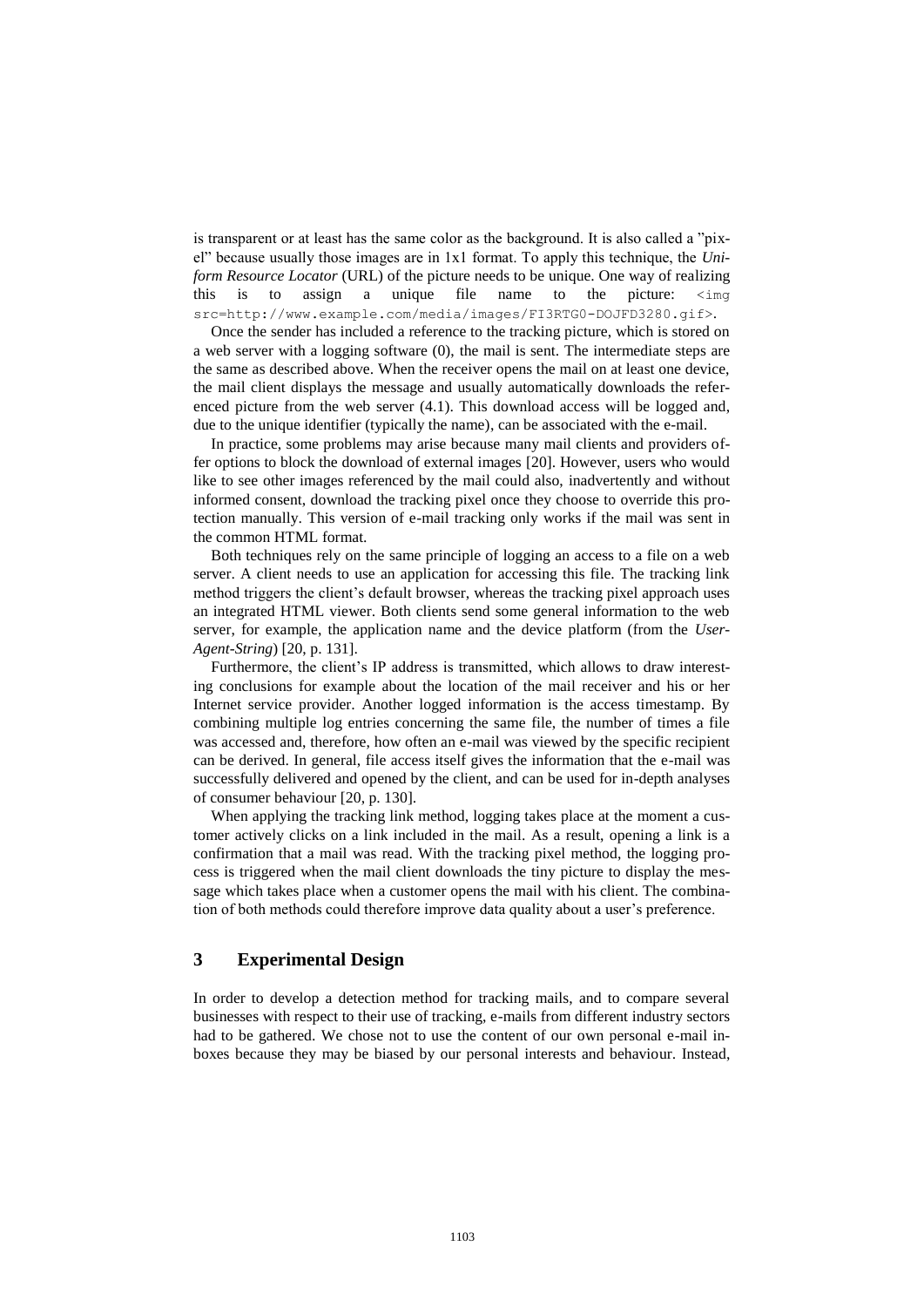is transparent or at least has the same color as the background. It is also called a "pixel" because usually those images are in 1x1 format. To apply this technique, the *Uniform Resource Locator* (URL) of the picture needs to be unique. One way of realizing this is to assign a unique file name to the picture: `<img src=http://www.example.com/media/images/FI3RTG0-DOJFD3280.gif>`.

Once the sender has included a reference to the tracking picture, which is stored on a web server with a logging software (0), the mail is sent. The intermediate steps are the same as described above. When the receiver opens the mail on at least one device, the mail client displays the message and usually automatically downloads the referenced picture from the web server (4.1). This download access will be logged and, due to the unique identifier (typically the name), can be associated with the e-mail.

In practice, some problems may arise because many mail clients and providers offer options to block the download of external images [20]. However, users who would like to see other images referenced by the mail could also, inadvertently and without informed consent, download the tracking pixel once they choose to override this protection manually. This version of e-mail tracking only works if the mail was sent in the common HTML format.

Both techniques rely on the same principle of logging an access to a file on a web server. A client needs to use an application for accessing this file. The tracking link method triggers the client's default browser, whereas the tracking pixel approach uses an integrated HTML viewer. Both clients send some general information to the web server, for example, the application name and the device platform (from the *User-Agent-String*) [20, p. 131].

Furthermore, the client's IP address is transmitted, which allows to draw interesting conclusions for example about the location of the mail receiver and his or her Internet service provider. Another logged information is the access timestamp. By combining multiple log entries concerning the same file, the number of times a file was accessed and, therefore, how often an e-mail was viewed by the specific recipient can be derived. In general, file access itself gives the information that the e-mail was successfully delivered and opened by the client, and can be used for in-depth analyses of consumer behaviour [20, p. 130].

When applying the tracking link method, logging takes place at the moment a customer actively clicks on a link included in the mail. As a result, opening a link is a confirmation that a mail was read. With the tracking pixel method, the logging process is triggered when the mail client downloads the tiny picture to display the message which takes place when a customer opens the mail with his client. The combination of both methods could therefore improve data quality about a user's preference.

## 3 Experimental Design

In order to develop a detection method for tracking mails, and to compare several businesses with respect to their use of tracking, e-mails from different industry sectors had to be gathered. We chose not to use the content of our own personal e-mail inboxes because they may be biased by our personal interests and behaviour. Instead,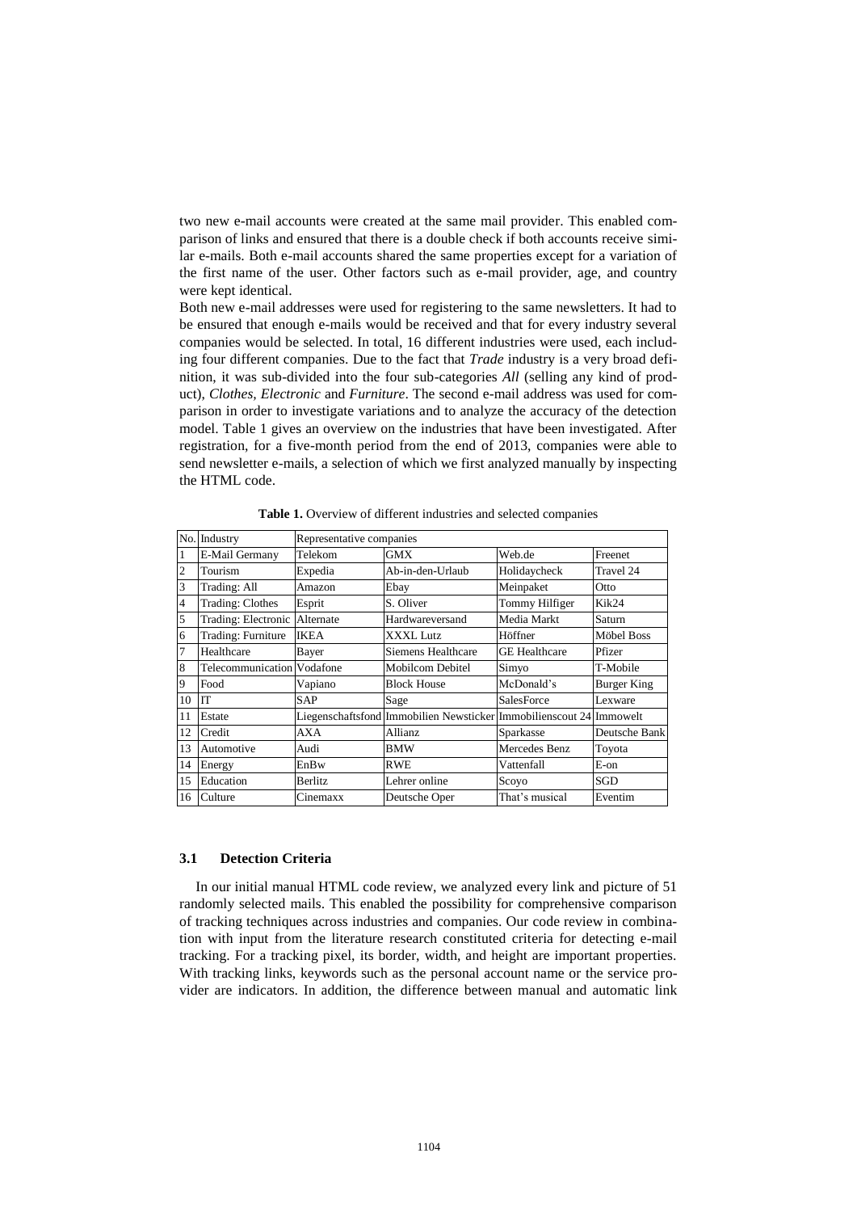two new e-mail accounts were created at the same mail provider. This enabled comparison of links and ensured that there is a double check if both accounts receive similar e-mails. Both e-mail accounts shared the same properties except for a variation of the first name of the user. Other factors such as e-mail provider, age, and country were kept identical.

Both new e-mail addresses were used for registering to the same newsletters. It had to be ensured that enough e-mails would be received and that for every industry several companies would be selected. In total, 16 different industries were used, each including four different companies. Due to the fact that *Trade* industry is a very broad definition, it was sub-divided into the four sub-categories *All* (selling any kind of product), *Clothes*, *Electronic* and *Furniture*. The second e-mail address was used for comparison in order to investigate variations and to analyze the accuracy of the detection model. Table 1 gives an overview on the industries that have been investigated. After registration, for a five-month period from the end of 2013, companies were able to send newsletter e-mails, a selection of which we first analyzed manually by inspecting the HTML code.

**Table 1.** Overview of different industries and selected companies

| No. | Industry | Representative companies | | | |
|---|---|---|---|---|---|
| 1 | E-Mail Germany | Telekom | GMX | Web.de | Freenet |
| 2 | Tourism | Expedia | Ab-in-den-Urlaub | Holidaycheck | Travel 24 |
| 3 | Trading: All | Amazon | Ebay | Meinpaket | Otto |
| 4 | Trading: Clothes | Esprit | S. Oliver | Tommy Hilfiger | Kik24 |
| 5 | Trading: Electronic | Alternate | Hardwareversand | Media Markt | Saturn |
| 6 | Trading: Furniture | IKEA | XXXL Lutz | Höffner | Möbel Boss |
| 7 | Healthcare | Bayer | Siemens Healthcare | GE Healthcare | Pfizer |
| 8 | Telecommunication | Vodafone | Mobilcom Debitel | Simyo | T-Mobile |
| 9 | Food | Vapiano | Block House | McDonald's | Burger King |
| 10 | IT | SAP | Sage | SalesForce | Lexware |
| 11 | Estate | Liegenschaftsfond | Immobilien Newsticker | Immobilienscout 24 | Immowelt |
| 12 | Credit | AXA | Allianz | Sparkasse | Deutsche Bank |
| 13 | Automotive | Audi | BMW | Mercedes Benz | Toyota |
| 14 | Energy | EnBw | RWE | Vattenfall | E-on |
| 15 | Education | Berlitz | Lehrer online | Scoyo | SGD |
| 16 | Culture | Cinemaxx | Deutsche Oper | That's musical | Eventim |

### 3.1 Detection Criteria

In our initial manual HTML code review, we analyzed every link and picture of 51 randomly selected mails. This enabled the possibility for comprehensive comparison of tracking techniques across industries and companies. Our code review in combination with input from the literature research constituted criteria for detecting e-mail tracking. For a tracking pixel, its border, width, and height are important properties. With tracking links, keywords such as the personal account name or the service provider are indicators. In addition, the difference between manual and automatic link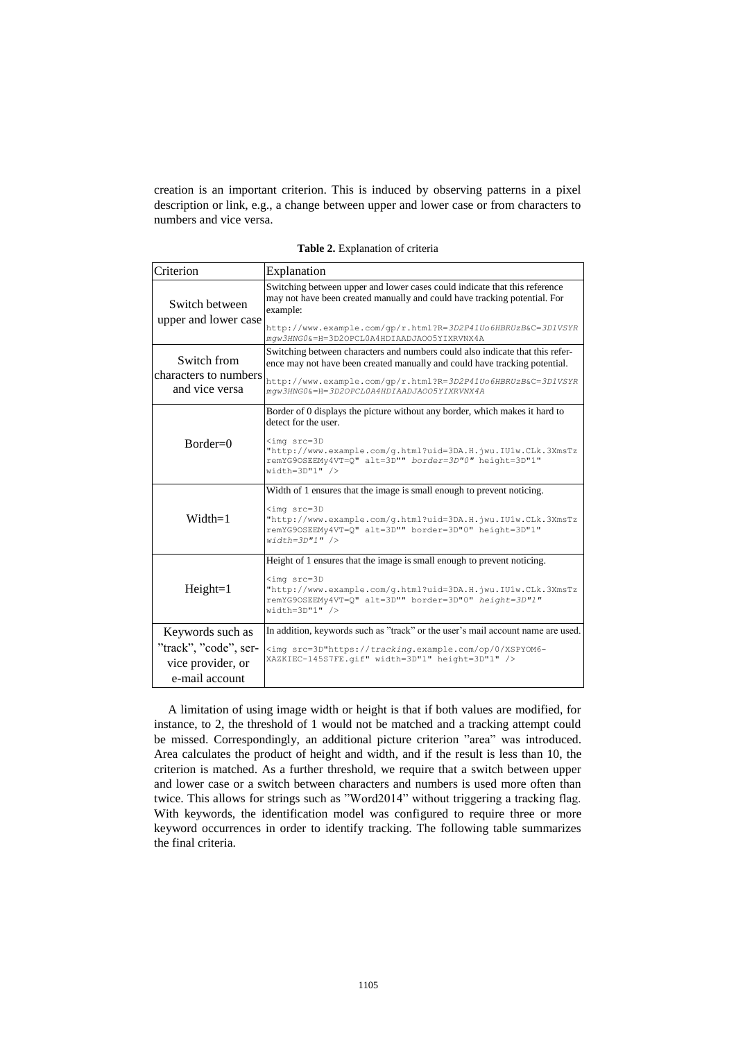creation is an important criterion. This is induced by observing patterns in a pixel description or link, e.g., a change between upper and lower case or from characters to numbers and vice versa.

**Table 2.** Explanation of criteria

| Criterion | Explanation |
|---|---|
| Switch between upper and lower case | Switching between upper and lower cases could indicate that this reference may not have been created manually and could have tracking potential. For example: `http://www.example.com/gp/r.html?R=3D2P41Uo6HBRUzB&C=3D1VSYR mgw3HNG0&=H=3D2OPCL0A4HDIAADJAOO5YIXRVNX4A` |
| Switch from characters to numbers and vice versa | Switching between characters and numbers could also indicate that this reference may not have been created manually and could have tracking potential. `http://www.example.com/gp/r.html?R=3D2P41Uo6HBRUzB&C=3D1VSYR mgw3HNG0&=H=3D2OPCL0A4HDIAADJAOO5YIXRVNX4A` |
| Border=0 | Border of 0 displays the picture without any border, which makes it hard to detect for the user. `<img src=3D "http://www.example.com/g.html?uid=3DA.H.jwu.IU1w.CLk.3XmsTz remYG9OSEEMy4VT=Q" alt=3D"" border=3D"0" height=3D"1" width=3D"1" />` |
| Width=1 | Width of 1 ensures that the image is small enough to prevent noticing. `<img src=3D "http://www.example.com/g.html?uid=3DA.H.jwu.IU1w.CLk.3XmsTz remYG9OSEEMy4VT=Q" alt=3D"" border=3D"0" height=3D"1" width=3D"1" />` |
| Height=1 | Height of 1 ensures that the image is small enough to prevent noticing. `<img src=3D "http://www.example.com/g.html?uid=3DA.H.jwu.IU1w.CLk.3XmsTz remYG9OSEEMy4VT=Q" alt=3D"" border=3D"0" height=3D"1" width=3D"1" />` |
| Keywords such as "track", "code", service provider, or e-mail account | In addition, keywords such as "track" or the user's mail account name are used. `<img src=3D"https://tracking.example.com/op/0/XSPYOM6-XAZKIEC-145S7FE.gif" width=3D"1" height=3D"1" />` |

A limitation of using image width or height is that if both values are modified, for instance, to 2, the threshold of 1 would not be matched and a tracking attempt could be missed. Correspondingly, an additional picture criterion "area" was introduced. Area calculates the product of height and width, and if the result is less than 10, the criterion is matched. As a further threshold, we require that a switch between upper and lower case or a switch between characters and numbers is used more often than twice. This allows for strings such as "Word2014" without triggering a tracking flag. With keywords, the identification model was configured to require three or more keyword occurrences in order to identify tracking. The following table summarizes the final criteria.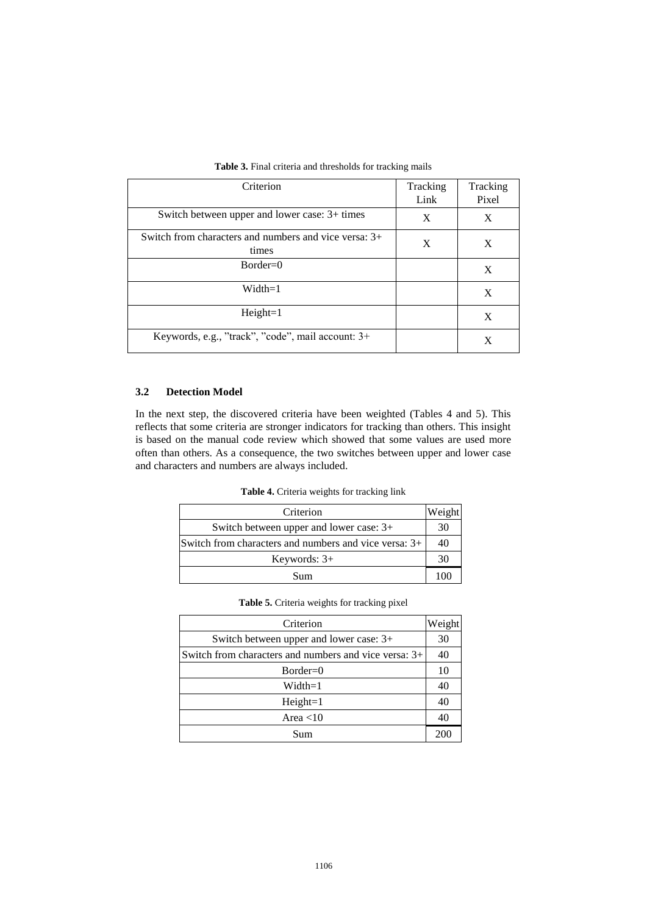**Table 3.** Final criteria and thresholds for tracking mails

| Criterion | Tracking Link | Tracking Pixel |
|---|---|---|
| Switch between upper and lower case: 3+ times | X | X |
| Switch from characters and numbers and vice versa: 3+ times | X | X |
| Border=0 | | X |
| Width=1 | | X |
| Height=1 | | X |
| Keywords, e.g., "track", "code", mail account: 3+ | | X |

### 3.2 Detection Model

In the next step, the discovered criteria have been weighted (Tables 4 and 5). This reflects that some criteria are stronger indicators for tracking than others. This insight is based on the manual code review which showed that some values are used more often than others. As a consequence, the two switches between upper and lower case and characters and numbers are always included.

**Table 4.** Criteria weights for tracking link

| Criterion | Weight |
|---|---|
| Switch between upper and lower case: 3+ | 30 |
| Switch from characters and numbers and vice versa: 3+ | 40 |
| Keywords: 3+ | 30 |
| Sum | 100 |

**Table 5.** Criteria weights for tracking pixel

| Criterion | Weight |
|---|---|
| Switch between upper and lower case: 3+ | 30 |
| Switch from characters and numbers and vice versa: 3+ | 40 |
| Border=0 | 10 |
| Width=1 | 40 |
| Height=1 | 40 |
| Area <10 | 40 |
| Sum | 200 |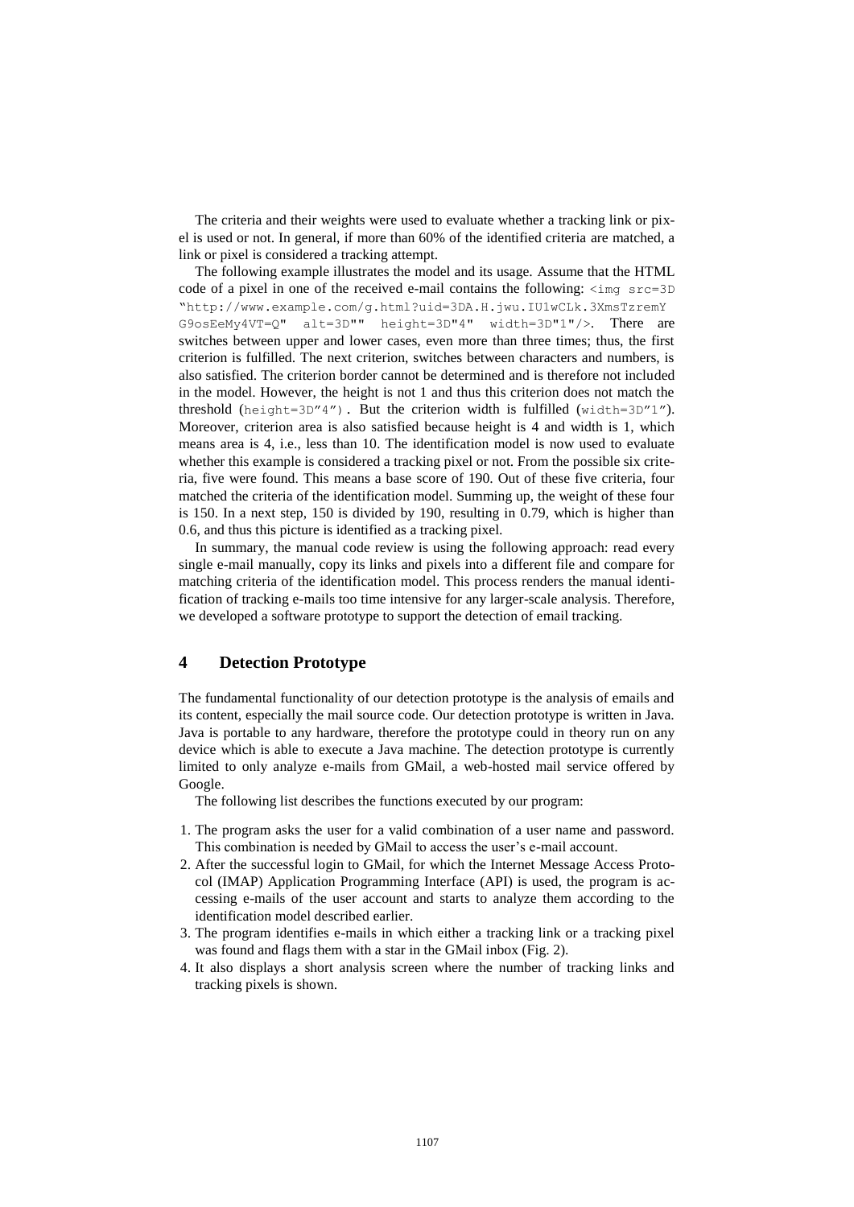The criteria and their weights were used to evaluate whether a tracking link or pixel is used or not. In general, if more than 60% of the identified criteria are matched, a link or pixel is considered a tracking attempt.

The following example illustrates the model and its usage. Assume that the HTML code of a pixel in one of the received e-mail contains the following: `<img src=3D "http://www.example.com/g.html?uid=3DA.H.jwu.IU1wCLk.3XmsTzremY G9osEeMy4VT=Q" alt=3D"" height=3D"4" width=3D"1"/>`. There are switches between upper and lower cases, even more than three times; thus, the first criterion is fulfilled. The next criterion, switches between characters and numbers, is also satisfied. The criterion border cannot be determined and is therefore not included in the model. However, the height is not 1 and thus this criterion does not match the threshold (`height=3D"4"`). But the criterion width is fulfilled (`width=3D"1"`). Moreover, criterion area is also satisfied because height is 4 and width is 1, which means area is 4, i.e., less than 10. The identification model is now used to evaluate whether this example is considered a tracking pixel or not. From the possible six criteria, five were found. This means a base score of 190. Out of these five criteria, four matched the criteria of the identification model. Summing up, the weight of these four is 150. In a next step, 150 is divided by 190, resulting in 0.79, which is higher than 0.6, and thus this picture is identified as a tracking pixel.

In summary, the manual code review is using the following approach: read every single e-mail manually, copy its links and pixels into a different file and compare for matching criteria of the identification model. This process renders the manual identification of tracking e-mails too time intensive for any larger-scale analysis. Therefore, we developed a software prototype to support the detection of email tracking.

## 4 Detection Prototype

The fundamental functionality of our detection prototype is the analysis of emails and its content, especially the mail source code. Our detection prototype is written in Java. Java is portable to any hardware, therefore the prototype could in theory run on any device which is able to execute a Java machine. The detection prototype is currently limited to only analyze e-mails from GMail, a web-hosted mail service offered by Google.

The following list describes the functions executed by our program:

1. The program asks the user for a valid combination of a user name and password. This combination is needed by GMail to access the user's e-mail account.
2. After the successful login to GMail, for which the Internet Message Access Protocol (IMAP) Application Programming Interface (API) is used, the program is accessing e-mails of the user account and starts to analyze them according to the identification model described earlier.
3. The program identifies e-mails in which either a tracking link or a tracking pixel was found and flags them with a star in the GMail inbox (Fig. 2).
4. It also displays a short analysis screen where the number of tracking links and tracking pixels is shown.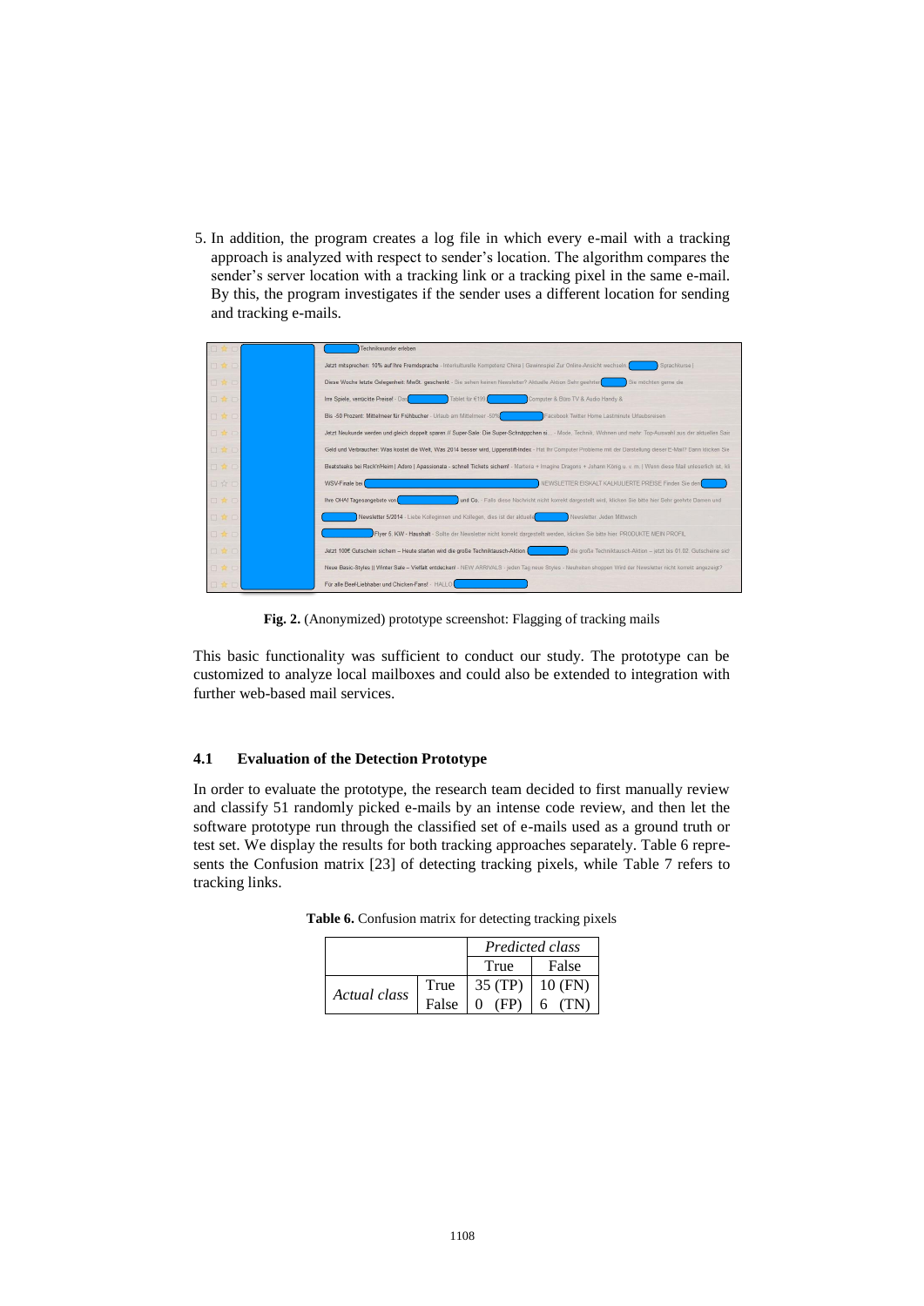5. In addition, the program creates a log file in which every e-mail with a tracking approach is analyzed with respect to sender's location. The algorithm compares the sender's server location with a tracking link or a tracking pixel in the same e-mail. By this, the program investigates if the sender uses a different location for sending and tracking e-mails.

**Fig. 2.** (Anonymized) prototype screenshot: Flagging of tracking mails

This basic functionality was sufficient to conduct our study. The prototype can be customized to analyze local mailboxes and could also be extended to integration with further web-based mail services.

### 4.1 Evaluation of the Detection Prototype

In order to evaluate the prototype, the research team decided to first manually review and classify 51 randomly picked e-mails by an intense code review, and then let the software prototype run through the classified set of e-mails used as a ground truth or test set. We display the results for both tracking approaches separately. Table 6 represents the Confusion matrix [23] of detecting tracking pixels, while Table 7 refers to tracking links.

**Table 6.** Confusion matrix for detecting tracking pixels

| | | *Predicted class* | |
|---|---|---|---|
| | | True | False |
| *Actual class* | True | 35 (TP) | 10 (FN) |
| | False | 0 (FP) | 6 (TN) |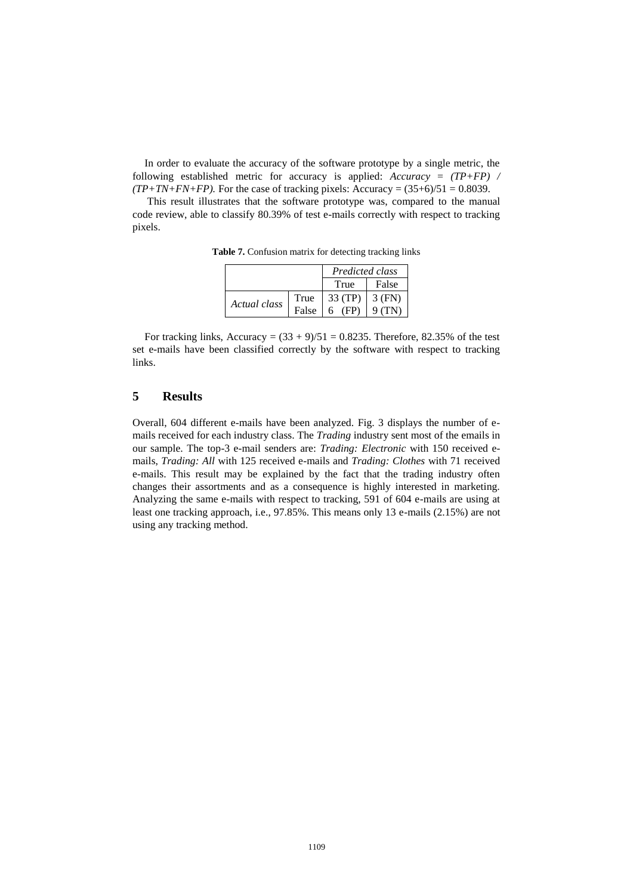In order to evaluate the accuracy of the software prototype by a single metric, the following established metric for accuracy is applied: *Accuracy = (TP+FP) / (TP+TN+FN+FP)*. For the case of tracking pixels: Accuracy = (35+6)/51 = 0.8039.

This result illustrates that the software prototype was, compared to the manual code review, able to classify 80.39% of test e-mails correctly with respect to tracking pixels.

**Table 7.** Confusion matrix for detecting tracking links

| | | *Predicted class* | |
|---|---|---|---|
| | | True | False |
| *Actual class* | True | 33 (TP) | 3 (FN) |
| | False | 6 (FP) | 9 (TN) |

For tracking links, Accuracy = (33 + 9)/51 = 0.8235. Therefore, 82.35% of the test set e-mails have been classified correctly by the software with respect to tracking links.

## 5 Results

Overall, 604 different e-mails have been analyzed. Fig. 3 displays the number of e-mails received for each industry class. The *Trading* industry sent most of the emails in our sample. The top-3 e-mail senders are: *Trading: Electronic* with 150 received e-mails, *Trading: All* with 125 received e-mails and *Trading: Clothes* with 71 received e-mails. This result may be explained by the fact that the trading industry often changes their assortments and as a consequence is highly interested in marketing. Analyzing the same e-mails with respect to tracking, 591 of 604 e-mails are using at least one tracking approach, i.e., 97.85%. This means only 13 e-mails (2.15%) are not using any tracking method.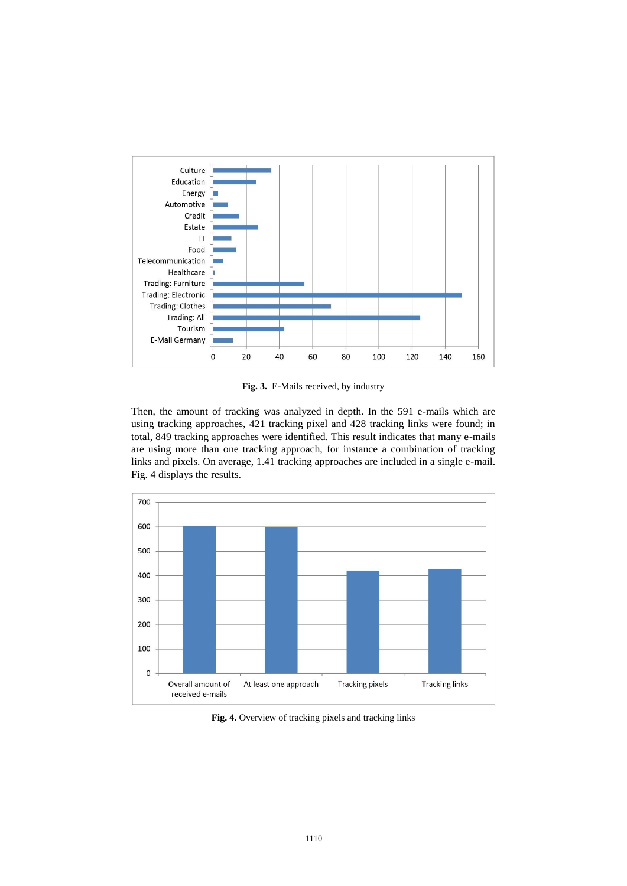**Fig. 3.** E-Mails received, by industry

Then, the amount of tracking was analyzed in depth. In the 591 e-mails which are using tracking approaches, 421 tracking pixel and 428 tracking links were found; in total, 849 tracking approaches were identified. This result indicates that many e-mails are using more than one tracking approach, for instance a combination of tracking links and pixels. On average, 1.41 tracking approaches are included in a single e-mail. Fig. 4 displays the results.

**Fig. 4.** Overview of tracking pixels and tracking links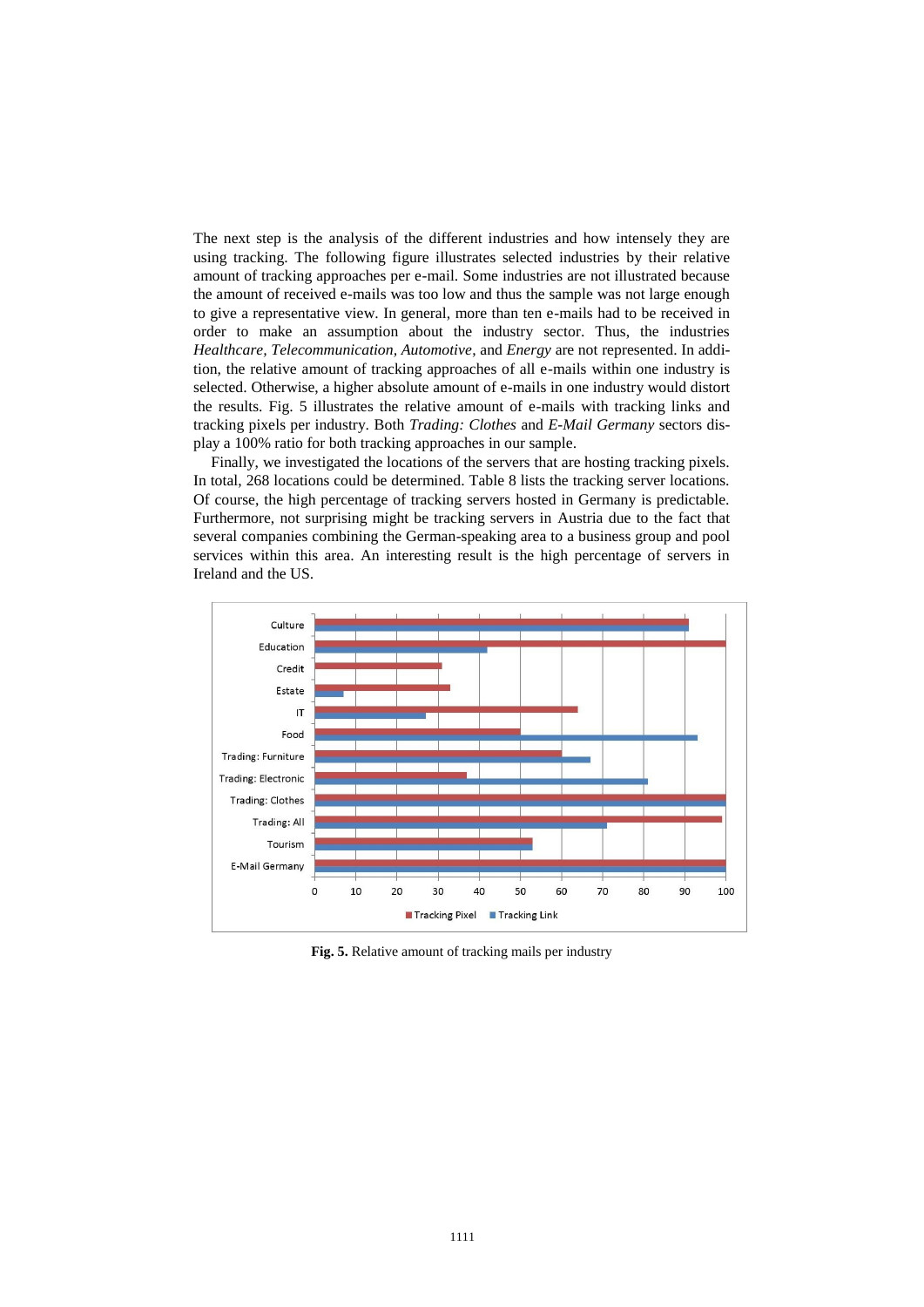The next step is the analysis of the different industries and how intensely they are using tracking. The following figure illustrates selected industries by their relative amount of tracking approaches per e-mail. Some industries are not illustrated because the amount of received e-mails was too low and thus the sample was not large enough to give a representative view. In general, more than ten e-mails had to be received in order to make an assumption about the industry sector. Thus, the industries *Healthcare*, *Telecommunication*, *Automotive*, and *Energy* are not represented. In addition, the relative amount of tracking approaches of all e-mails within one industry is selected. Otherwise, a higher absolute amount of e-mails in one industry would distort the results. Fig. 5 illustrates the relative amount of e-mails with tracking links and tracking pixels per industry. Both *Trading: Clothes* and *E-Mail Germany* sectors display a 100% ratio for both tracking approaches in our sample.

Finally, we investigated the locations of the servers that are hosting tracking pixels. In total, 268 locations could be determined. Table 8 lists the tracking server locations. Of course, the high percentage of tracking servers hosted in Germany is predictable. Furthermore, not surprising might be tracking servers in Austria due to the fact that several companies combining the German-speaking area to a business group and pool services within this area. An interesting result is the high percentage of servers in Ireland and the US.

**Fig. 5.** Relative amount of tracking mails per industry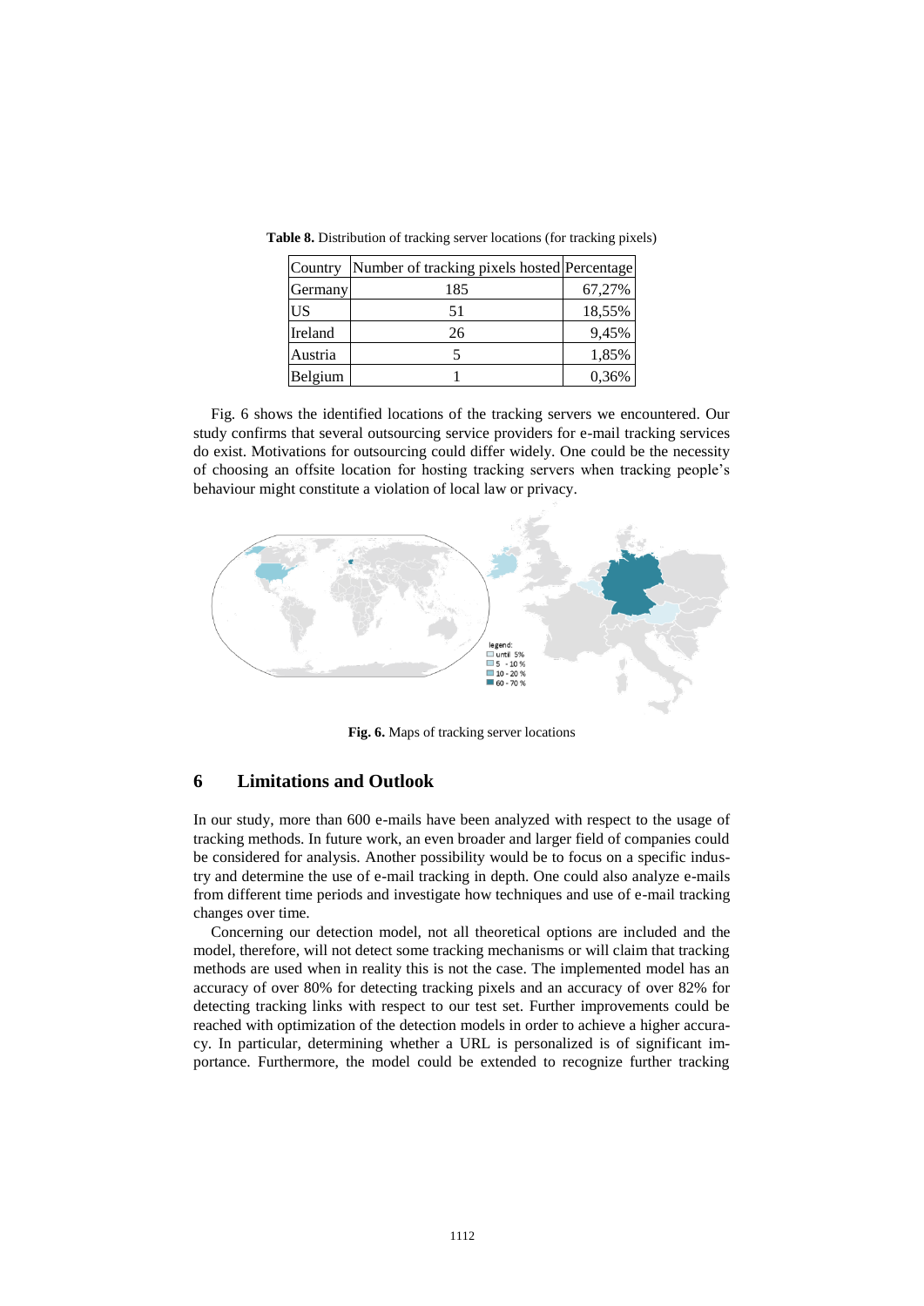**Table 8.** Distribution of tracking server locations (for tracking pixels)

| Country | Number of tracking pixels hosted | Percentage |
|---|---|---|
| Germany | 185 | 67,27% |
| US | 51 | 18,55% |
| Ireland | 26 | 9,45% |
| Austria | 5 | 1,85% |
| Belgium | 1 | 0,36% |

Fig. 6 shows the identified locations of the tracking servers we encountered. Our study confirms that several outsourcing service providers for e-mail tracking services do exist. Motivations for outsourcing could differ widely. One could be the necessity of choosing an offsite location for hosting tracking servers when tracking people's behaviour might constitute a violation of local law or privacy.

**Fig. 6.** Maps of tracking server locations

## 6 Limitations and Outlook

In our study, more than 600 e-mails have been analyzed with respect to the usage of tracking methods. In future work, an even broader and larger field of companies could be considered for analysis. Another possibility would be to focus on a specific industry and determine the use of e-mail tracking in depth. One could also analyze e-mails from different time periods and investigate how techniques and use of e-mail tracking changes over time.

Concerning our detection model, not all theoretical options are included and the model, therefore, will not detect some tracking mechanisms or will claim that tracking methods are used when in reality this is not the case. The implemented model has an accuracy of over 80% for detecting tracking pixels and an accuracy of over 82% for detecting tracking links with respect to our test set. Further improvements could be reached with optimization of the detection models in order to achieve a higher accuracy. In particular, determining whether a URL is personalized is of significant importance. Furthermore, the model could be extended to recognize further tracking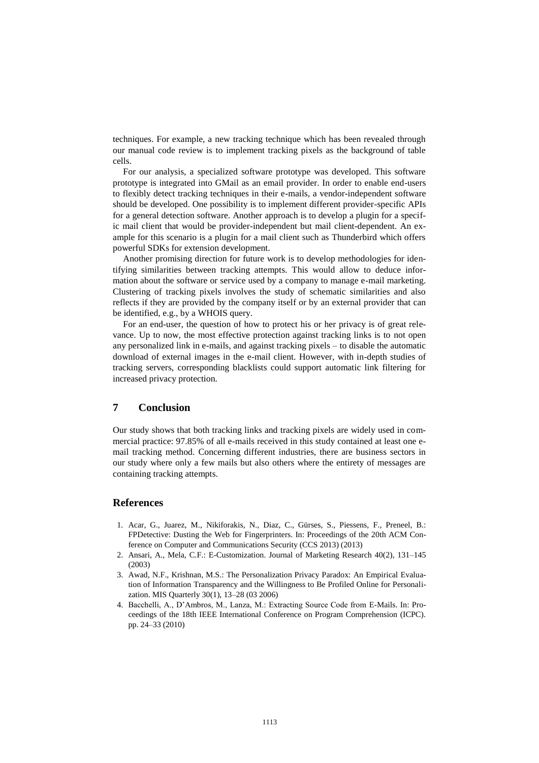techniques. For example, a new tracking technique which has been revealed through our manual code review is to implement tracking pixels as the background of table cells.

For our analysis, a specialized software prototype was developed. This software prototype is integrated into GMail as an email provider. In order to enable end-users to flexibly detect tracking techniques in their e-mails, a vendor-independent software should be developed. One possibility is to implement different provider-specific APIs for a general detection software. Another approach is to develop a plugin for a specific mail client that would be provider-independent but mail client-dependent. An example for this scenario is a plugin for a mail client such as Thunderbird which offers powerful SDKs for extension development.

Another promising direction for future work is to develop methodologies for identifying similarities between tracking attempts. This would allow to deduce information about the software or service used by a company to manage e-mail marketing. Clustering of tracking pixels involves the study of schematic similarities and also reflects if they are provided by the company itself or by an external provider that can be identified, e.g., by a WHOIS query.

For an end-user, the question of how to protect his or her privacy is of great relevance. Up to now, the most effective protection against tracking links is to not open any personalized link in e-mails, and against tracking pixels – to disable the automatic download of external images in the e-mail client. However, with in-depth studies of tracking servers, corresponding blacklists could support automatic link filtering for increased privacy protection.

## 7 Conclusion

Our study shows that both tracking links and tracking pixels are widely used in commercial practice: 97.85% of all e-mails received in this study contained at least one e-mail tracking method. Concerning different industries, there are business sectors in our study where only a few mails but also others where the entirety of messages are containing tracking attempts.

## References

1. Acar, G., Juarez, M., Nikiforakis, N., Diaz, C., Gürses, S., Piessens, F., Preneel, B.: FPDetective: Dusting the Web for Fingerprinters. In: Proceedings of the 20th ACM Conference on Computer and Communications Security (CCS 2013) (2013)
2. Ansari, A., Mela, C.F.: E-Customization. Journal of Marketing Research 40(2), 131–145 (2003)
3. Awad, N.F., Krishnan, M.S.: The Personalization Privacy Paradox: An Empirical Evaluation of Information Transparency and the Willingness to Be Profiled Online for Personalization. MIS Quarterly 30(1), 13–28 (03 2006)
4. Bacchelli, A., D'Ambros, M., Lanza, M.: Extracting Source Code from E-Mails. In: Proceedings of the 18th IEEE International Conference on Program Comprehension (ICPC). pp. 24–33 (2010)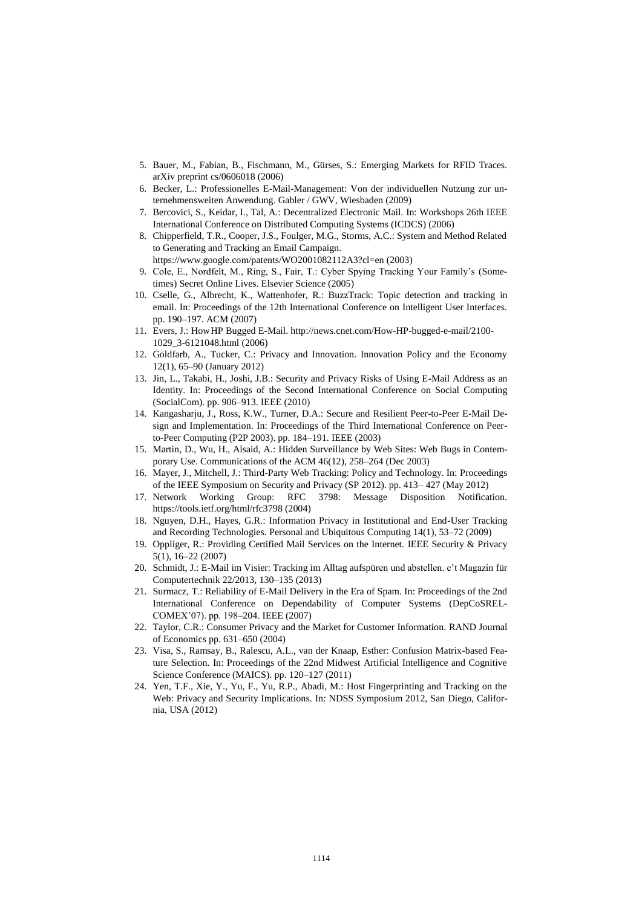5. Bauer, M., Fabian, B., Fischmann, M., Gürses, S.: Emerging Markets for RFID Traces. arXiv preprint cs/0606018 (2006)
6. Becker, L.: Professionelles E-Mail-Management: Von der individuellen Nutzung zur unternehmensweiten Anwendung. Gabler / GWV, Wiesbaden (2009)
7. Bercovici, S., Keidar, I., Tal, A.: Decentralized Electronic Mail. In: Workshops 26th IEEE International Conference on Distributed Computing Systems (ICDCS) (2006)
8. Chipperfield, T.R., Cooper, J.S., Foulger, M.G., Storms, A.C.: System and Method Related to Generating and Tracking an Email Campaign. https://www.google.com/patents/WO2001082112A3?cl=en (2003)
9. Cole, E., Nordfelt, M., Ring, S., Fair, T.: Cyber Spying Tracking Your Family's (Sometimes) Secret Online Lives. Elsevier Science (2005)
10. Cselle, G., Albrecht, K., Wattenhofer, R.: BuzzTrack: Topic detection and tracking in email. In: Proceedings of the 12th International Conference on Intelligent User Interfaces. pp. 190–197. ACM (2007)
11. Evers, J.: How HP Bugged E-Mail. http://news.cnet.com/How-HP-bugged-e-mail/2100-1029_3-6121048.html (2006)
12. Goldfarb, A., Tucker, C.: Privacy and Innovation. Innovation Policy and the Economy 12(1), 65–90 (January 2012)
13. Jin, L., Takabi, H., Joshi, J.B.: Security and Privacy Risks of Using E-Mail Address as an Identity. In: Proceedings of the Second International Conference on Social Computing (SocialCom). pp. 906–913. IEEE (2010)
14. Kangasharju, J., Ross, K.W., Turner, D.A.: Secure and Resilient Peer-to-Peer E-Mail Design and Implementation. In: Proceedings of the Third International Conference on Peer-to-Peer Computing (P2P 2003). pp. 184–191. IEEE (2003)
15. Martin, D., Wu, H., Alsaid, A.: Hidden Surveillance by Web Sites: Web Bugs in Contemporary Use. Communications of the ACM 46(12), 258–264 (Dec 2003)
16. Mayer, J., Mitchell, J.: Third-Party Web Tracking: Policy and Technology. In: Proceedings of the IEEE Symposium on Security and Privacy (SP 2012). pp. 413– 427 (May 2012)
17. Network Working Group: RFC 3798: Message Disposition Notification. https://tools.ietf.org/html/rfc3798 (2004)
18. Nguyen, D.H., Hayes, G.R.: Information Privacy in Institutional and End-User Tracking and Recording Technologies. Personal and Ubiquitous Computing 14(1), 53–72 (2009)
19. Oppliger, R.: Providing Certified Mail Services on the Internet. IEEE Security & Privacy 5(1), 16–22 (2007)
20. Schmidt, J.: E-Mail im Visier: Tracking im Alltag aufspüren und abstellen. c't Magazin für Computertechnik 22/2013, 130–135 (2013)
21. Surmacz, T.: Reliability of E-Mail Delivery in the Era of Spam. In: Proceedings of the 2nd International Conference on Dependability of Computer Systems (DepCoSREL-COMEX'07). pp. 198–204. IEEE (2007)
22. Taylor, C.R.: Consumer Privacy and the Market for Customer Information. RAND Journal of Economics pp. 631–650 (2004)
23. Visa, S., Ramsay, B., Ralescu, A.L., van der Knaap, Esther: Confusion Matrix-based Feature Selection. In: Proceedings of the 22nd Midwest Artificial Intelligence and Cognitive Science Conference (MAICS). pp. 120–127 (2011)
24. Yen, T.F., Xie, Y., Yu, F., Yu, R.P., Abadi, M.: Host Fingerprinting and Tracking on the Web: Privacy and Security Implications. In: NDSS Symposium 2012, San Diego, California, USA (2012)